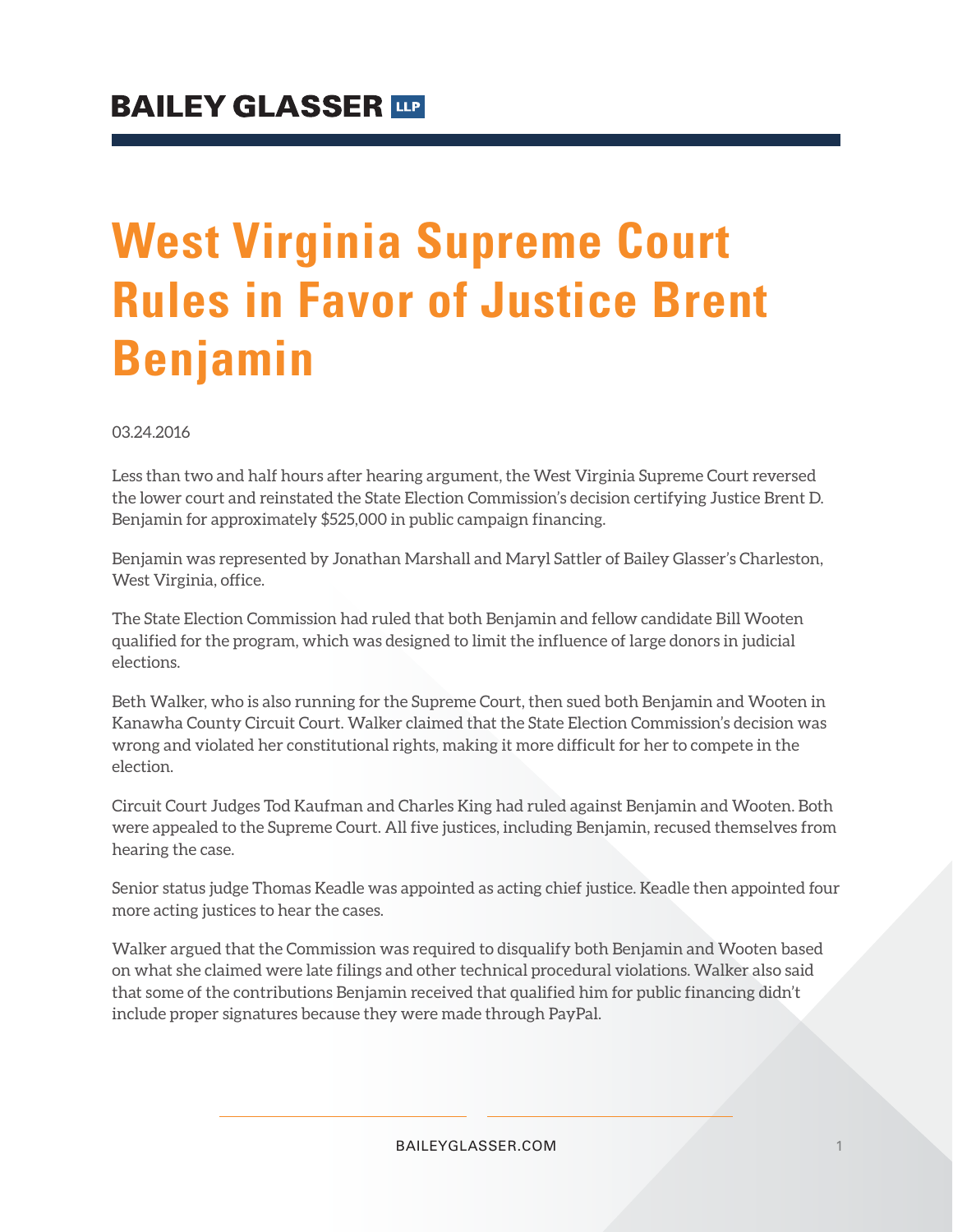BAILEY GLASSER LLP

# West Virginia Supreme Court Rules in Favor of Justice Brent Benjamin

03.24.2016

Less than two and half hours after hearing argument, the West Virginia Supreme Court reversed the lower court and reinstated the State Election Commission's decision certifying Justice Brent D. Benjamin for approximately $525,000 in public campaign financing.

Benjamin was represented by Jonathan Marshall and Maryl Sattler of Bailey Glasser's Charleston, West Virginia, office.

The State Election Commission had ruled that both Benjamin and fellow candidate Bill Wooten qualified for the program, which was designed to limit the influence of large donors in judicial elections.

Beth Walker, who is also running for the Supreme Court, then sued both Benjamin and Wooten in Kanawha County Circuit Court. Walker claimed that the State Election Commission's decision was wrong and violated her constitutional rights, making it more difficult for her to compete in the election.

Circuit Court Judges Tod Kaufman and Charles King had ruled against Benjamin and Wooten. Both were appealed to the Supreme Court. All five justices, including Benjamin, recused themselves from hearing the case.

Senior status judge Thomas Keadle was appointed as acting chief justice. Keadle then appointed four more acting justices to hear the cases.

Walker argued that the Commission was required to disqualify both Benjamin and Wooten based on what she claimed were late filings and other technical procedural violations. Walker also said that some of the contributions Benjamin received that qualified him for public financing didn't include proper signatures because they were made through PayPal.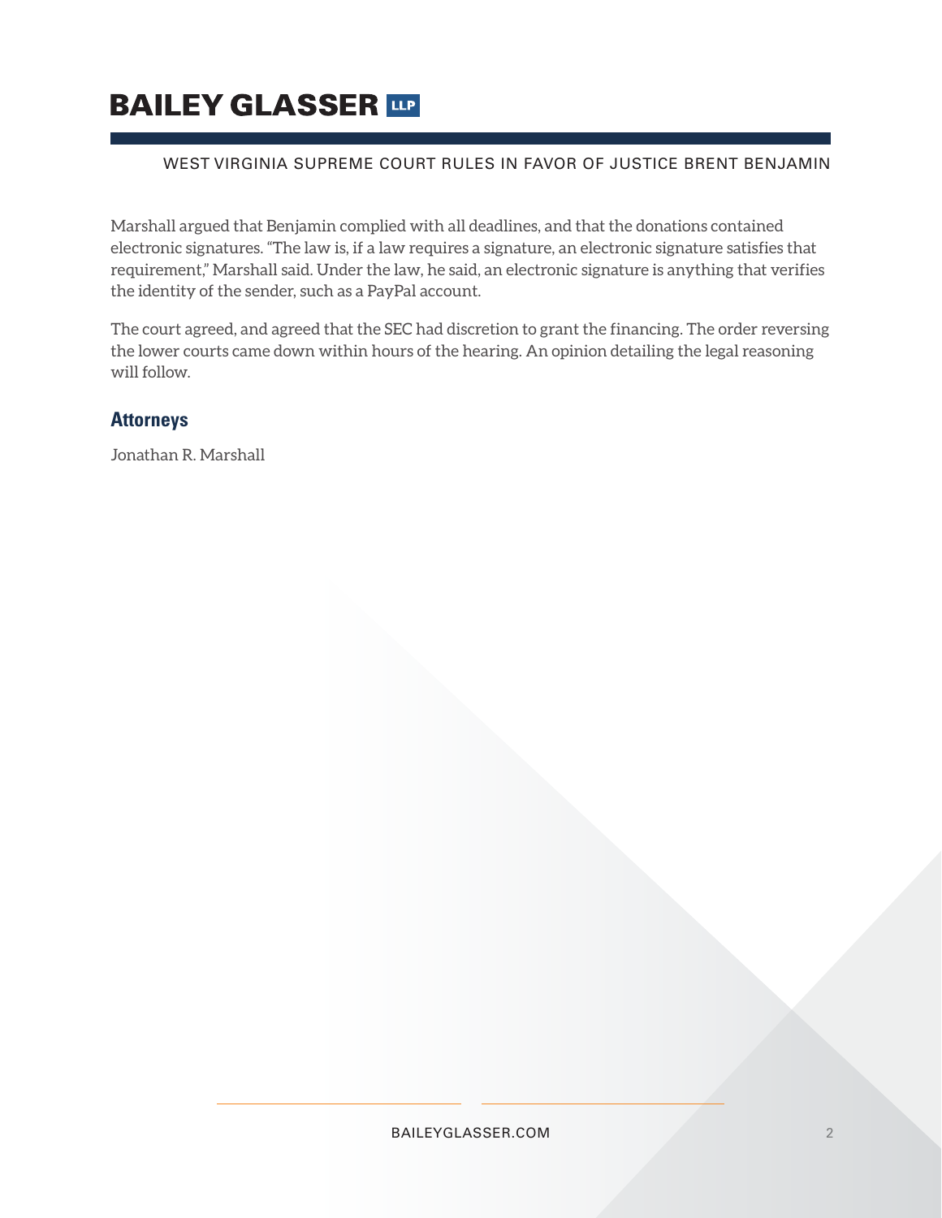Marshall argued that Benjamin complied with all deadlines, and that the donations contained electronic signatures. "The law is, if a law requires a signature, an electronic signature satisfies that requirement," Marshall said. Under the law, he said, an electronic signature is anything that verifies the identity of the sender, such as a PayPal account.

The court agreed, and agreed that the SEC had discretion to grant the financing. The order reversing the lower courts came down within hours of the hearing. An opinion detailing the legal reasoning will follow.

## Attorneys

Jonathan R. Marshall